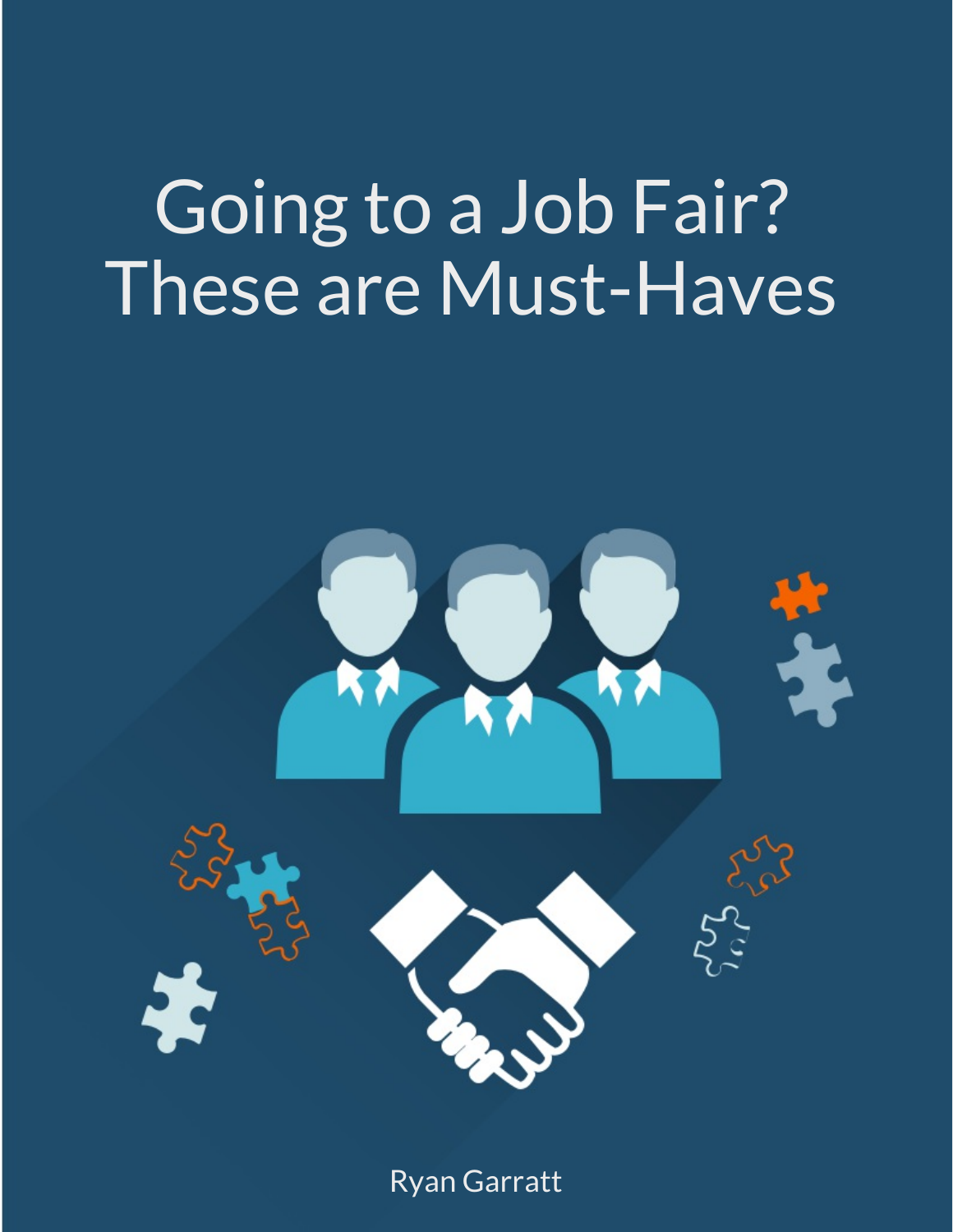# Going to a Job Fair? These are Must-Haves

Ryan Garratt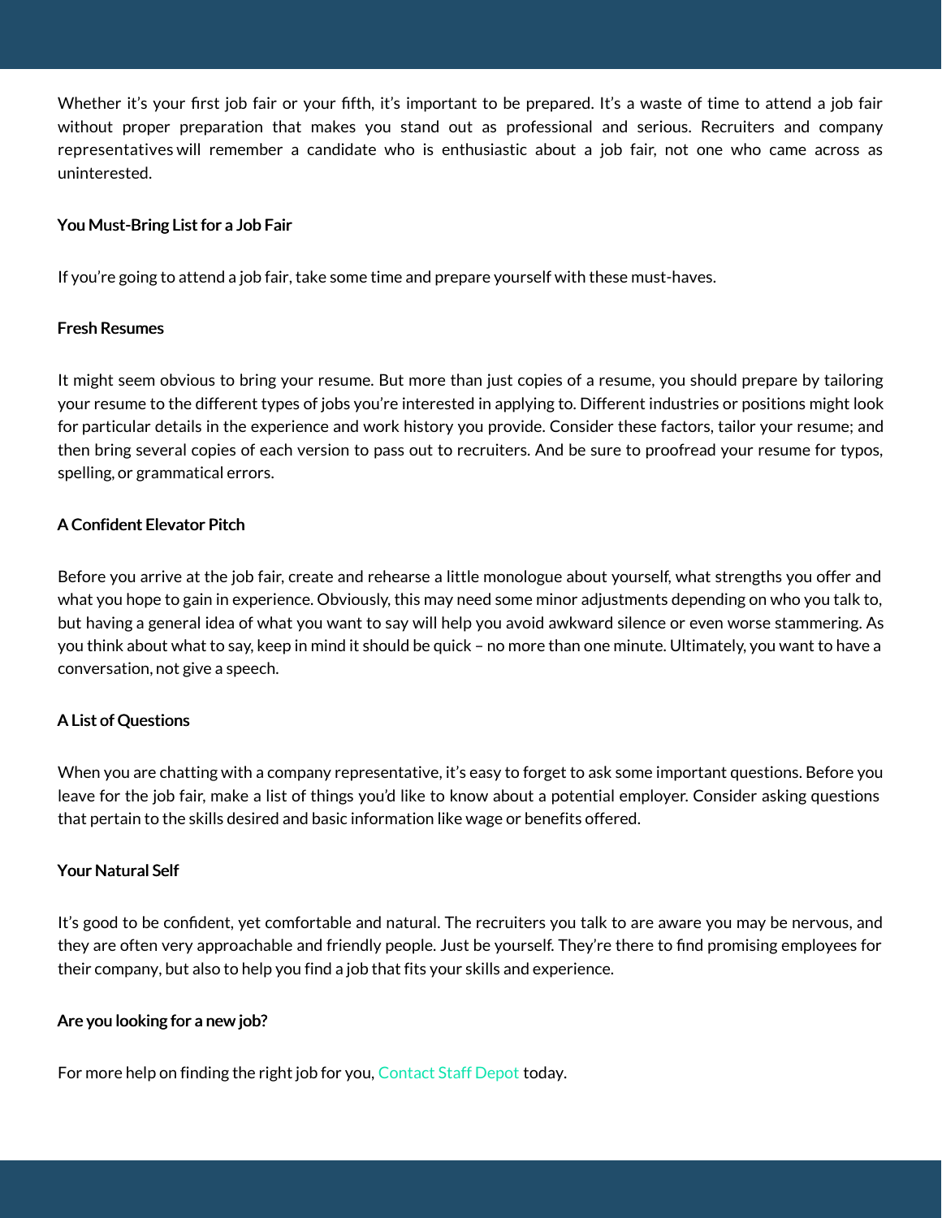Whether it's your first job fair or your fifth, it's important to be prepared. It's a waste of time to attend a job fair without proper preparation that makes you stand out as professional and serious. Recruiters and company representatives will remember a candidate who is enthusiastic about a job fair, not one who came across as uninterested.

**You Must-Bring List for a Job Fair**

If you're going to attend a job fair, take some time and prepare yourself with these must-haves.

**Fresh Resumes**

It might seem obvious to bring your resume. But more than just copies of a resume, you should prepare by tailoring your resume to the different types of jobs you're interested in applying to. Different industries or positions might look for particular details in the experience and work history you provide. Consider these factors, tailor your resume; and then bring several copies of each version to pass out to recruiters. And be sure to proofread your resume for typos, spelling, or grammatical errors.

**A Confident Elevator Pitch**

Before you arrive at the job fair, create and rehearse a little monologue about yourself, what strengths you offer and what you hope to gain in experience. Obviously, this may need some minor adjustments depending on who you talk to, but having a general idea of what you want to say will help you avoid awkward silence or even worse stammering. As you think about what to say, keep in mind it should be quick – no more than one minute. Ultimately, you want to have a conversation, not give a speech.

**A List of Questions**

When you are chatting with a company representative, it's easy to forget to ask some important questions. Before you leave for the job fair, make a list of things you'd like to know about a potential employer. Consider asking questions that pertain to the skills desired and basic information like wage or benefits offered.

**Your Natural Self**

It's good to be confident, yet comfortable and natural. The recruiters you talk to are aware you may be nervous, and they are often very approachable and friendly people. Just be yourself. They're there to find promising employees for their company, but also to help you find a job that fits your skills and experience.

**Are you looking for a new job?**

For more help on finding the right job for you, Contact Staff Depot today.